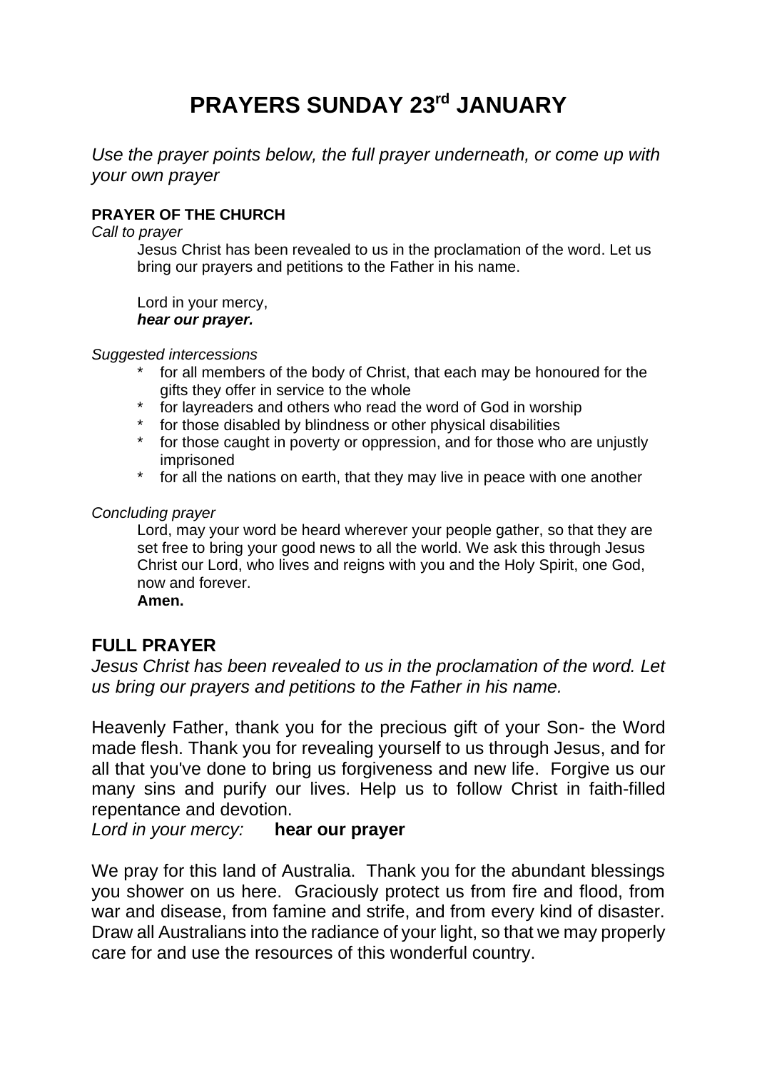# PRAYERS SUNDAY 23rd JANUARY

*Use the prayer points below, the full prayer underneath, or come up with your own prayer*

**PRAYER OF THE CHURCH**

*Call to prayer*

Jesus Christ has been revealed to us in the proclamation of the word. Let us bring our prayers and petitions to the Father in his name.

Lord in your mercy,
***hear our prayer.***

*Suggested intercessions*

- for all members of the body of Christ, that each may be honoured for the gifts they offer in service to the whole
- for layreaders and others who read the word of God in worship
- for those disabled by blindness or other physical disabilities
- for those caught in poverty or oppression, and for those who are unjustly imprisoned
- for all the nations on earth, that they may live in peace with one another

*Concluding prayer*

Lord, may your word be heard wherever your people gather, so that they are set free to bring your good news to all the world. We ask this through Jesus Christ our Lord, who lives and reigns with you and the Holy Spirit, one God, now and forever.
**Amen.**

## FULL PRAYER

*Jesus Christ has been revealed to us in the proclamation of the word. Let us bring our prayers and petitions to the Father in his name.*

Heavenly Father, thank you for the precious gift of your Son- the Word made flesh. Thank you for revealing yourself to us through Jesus, and for all that you've done to bring us forgiveness and new life. Forgive us our many sins and purify our lives. Help us to follow Christ in faith-filled repentance and devotion.
*Lord in your mercy:* **hear our prayer**

We pray for this land of Australia. Thank you for the abundant blessings you shower on us here. Graciously protect us from fire and flood, from war and disease, from famine and strife, and from every kind of disaster. Draw all Australians into the radiance of your light, so that we may properly care for and use the resources of this wonderful country.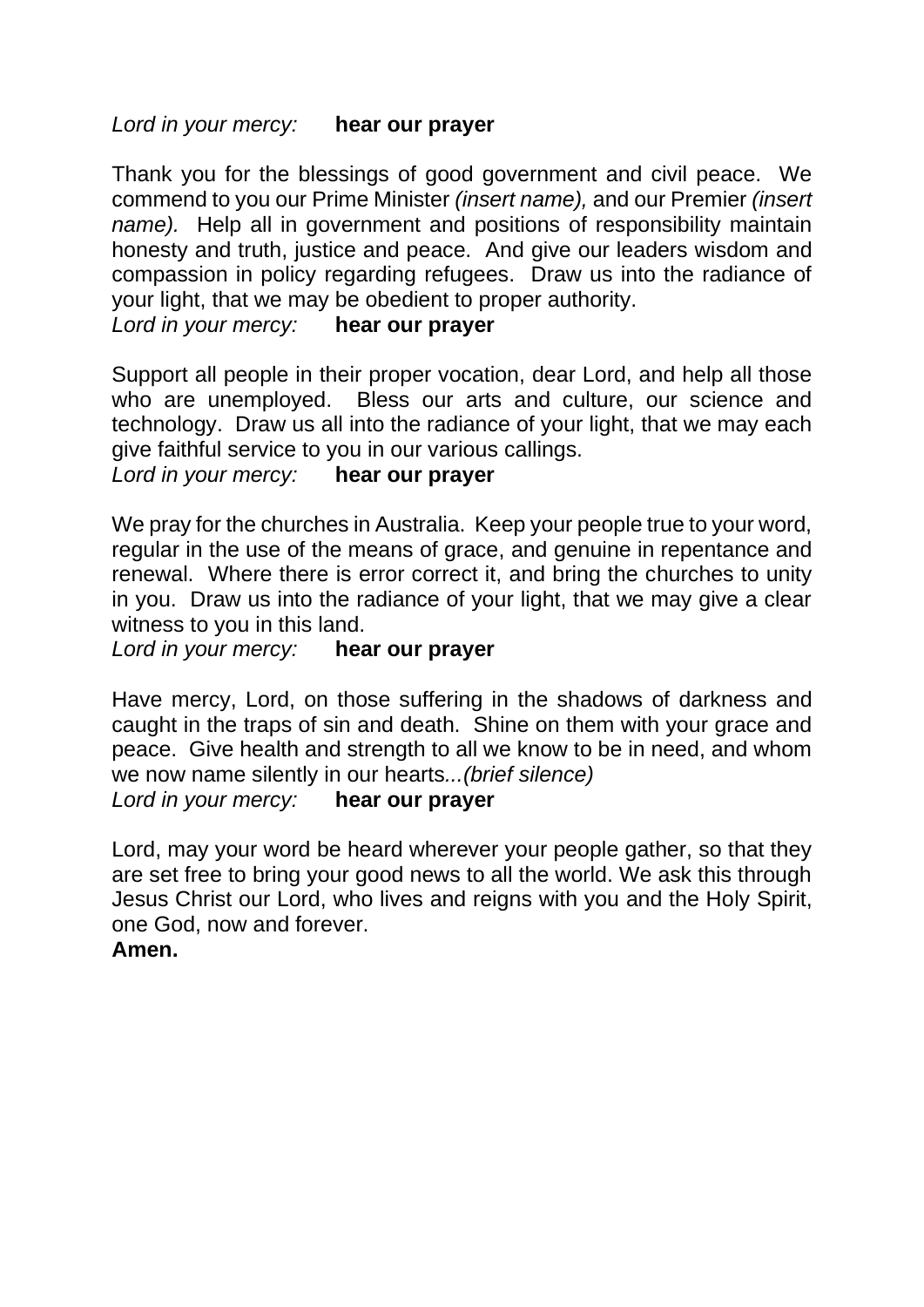*Lord in your mercy:* **hear our prayer**

Thank you for the blessings of good government and civil peace. We commend to you our Prime Minister *(insert name),* and our Premier *(insert name).* Help all in government and positions of responsibility maintain honesty and truth, justice and peace. And give our leaders wisdom and compassion in policy regarding refugees. Draw us into the radiance of your light, that we may be obedient to proper authority.
*Lord in your mercy:* **hear our prayer**

Support all people in their proper vocation, dear Lord, and help all those who are unemployed. Bless our arts and culture, our science and technology. Draw us all into the radiance of your light, that we may each give faithful service to you in our various callings.
*Lord in your mercy:* **hear our prayer**

We pray for the churches in Australia. Keep your people true to your word, regular in the use of the means of grace, and genuine in repentance and renewal. Where there is error correct it, and bring the churches to unity in you. Draw us into the radiance of your light, that we may give a clear witness to you in this land.
*Lord in your mercy:* **hear our prayer**

Have mercy, Lord, on those suffering in the shadows of darkness and caught in the traps of sin and death. Shine on them with your grace and peace. Give health and strength to all we know to be in need, and whom we now name silently in our hearts*...(brief silence)*
*Lord in your mercy:* **hear our prayer**

Lord, may your word be heard wherever your people gather, so that they are set free to bring your good news to all the world. We ask this through Jesus Christ our Lord, who lives and reigns with you and the Holy Spirit, one God, now and forever.
**Amen.**